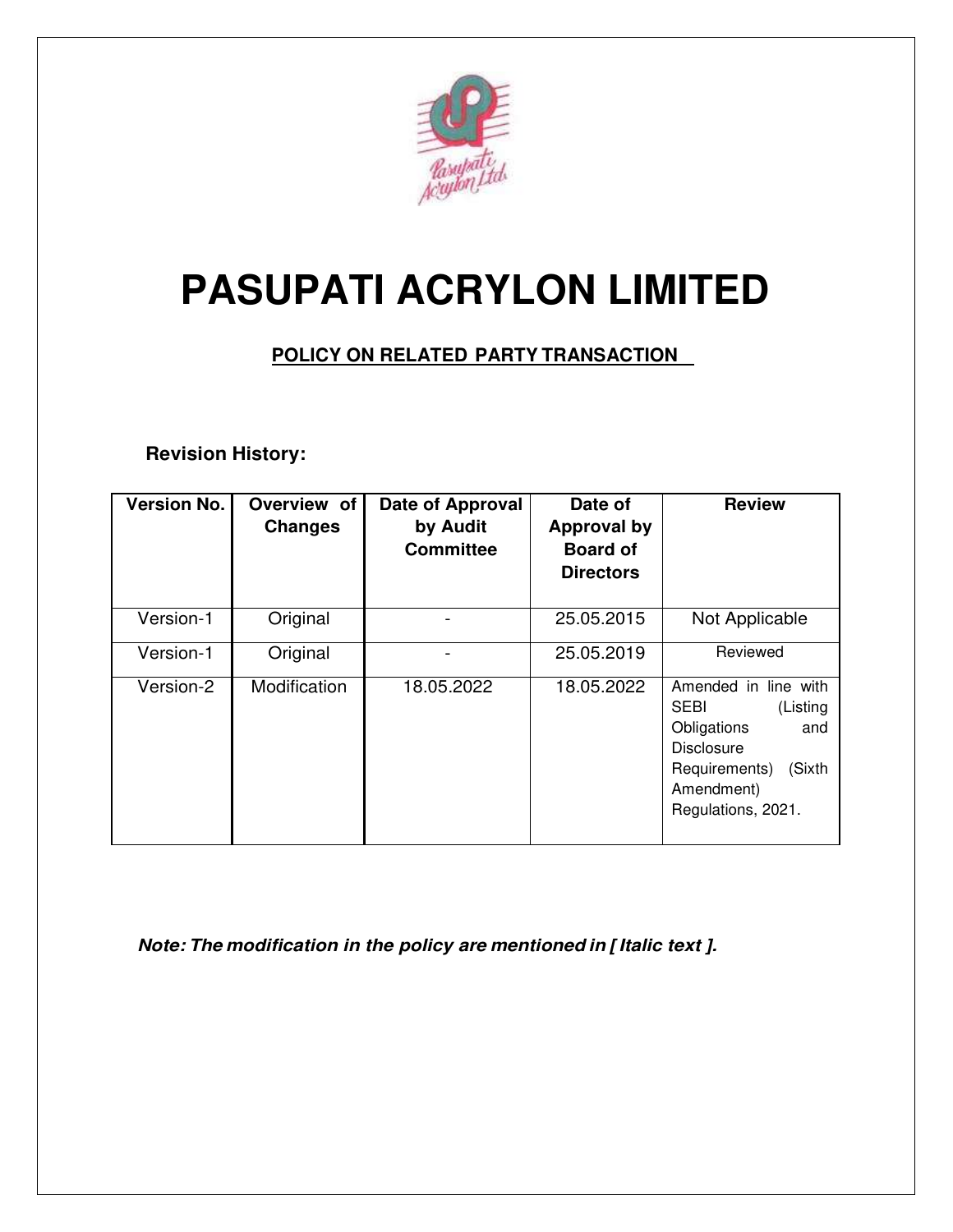# PASUPATI ACRYLON LIMITED

## POLICY ON RELATED PARTY TRANSACTION

**Revision History:**

| Version No. | Overview of Changes | Date of Approval by Audit Committee | Date of Approval by Board of Directors | Review |
|---|---|---|---|---|
| Version-1 | Original | - | 25.05.2015 | Not Applicable |
| Version-1 | Original | - | 25.05.2019 | Reviewed |
| Version-2 | Modification | 18.05.2022 | 18.05.2022 | Amended in line with SEBI (Listing Obligations and Disclosure Requirements) (Sixth Amendment) Regulations, 2021. |

***Note: The modification in the policy are mentioned in [ Italic text ].***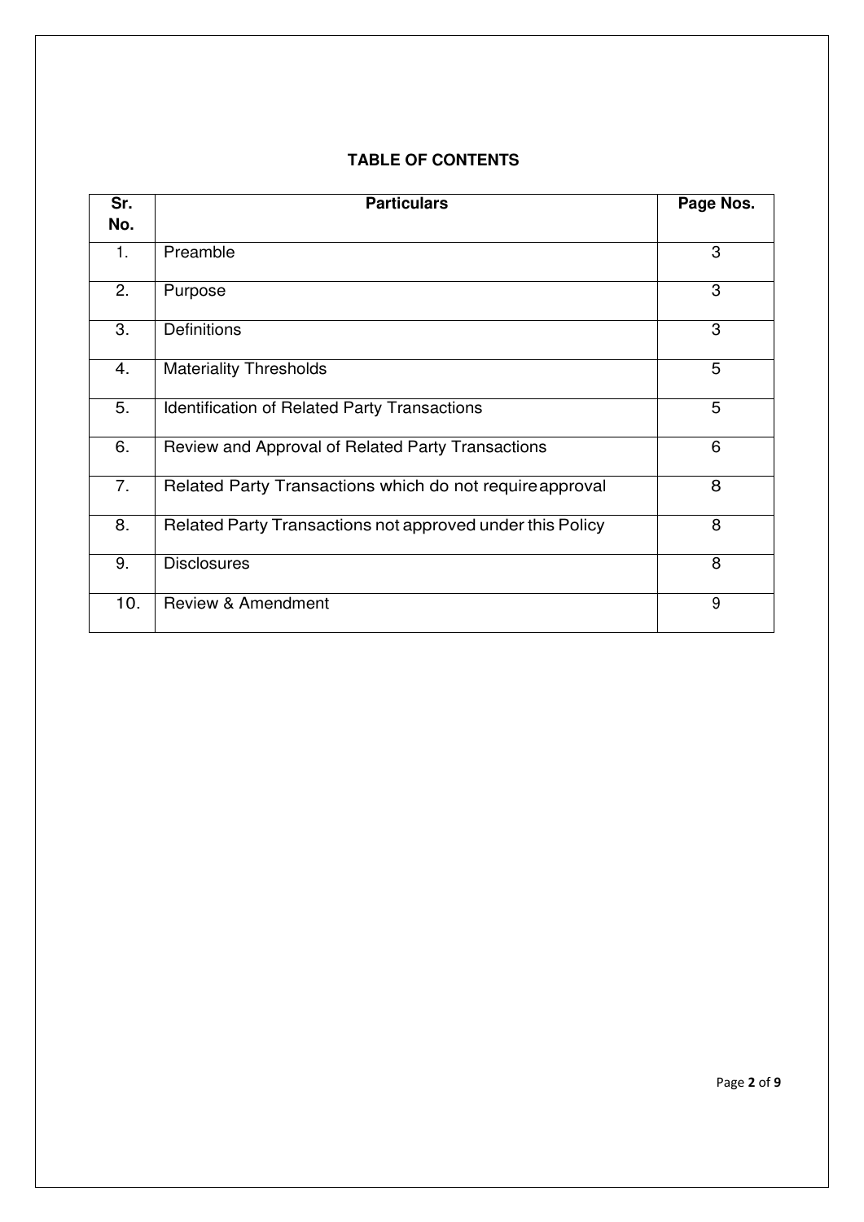**TABLE OF CONTENTS**

| Sr. No. | Particulars | Page Nos. |
|---|---|---|
| 1. | Preamble | 3 |
| 2. | Purpose | 3 |
| 3. | Definitions | 3 |
| 4. | Materiality Thresholds | 5 |
| 5. | Identification of Related Party Transactions | 5 |
| 6. | Review and Approval of Related Party Transactions | 6 |
| 7. | Related Party Transactions which do not require approval | 8 |
| 8. | Related Party Transactions not approved under this Policy | 8 |
| 9. | Disclosures | 8 |
| 10. | Review & Amendment | 9 |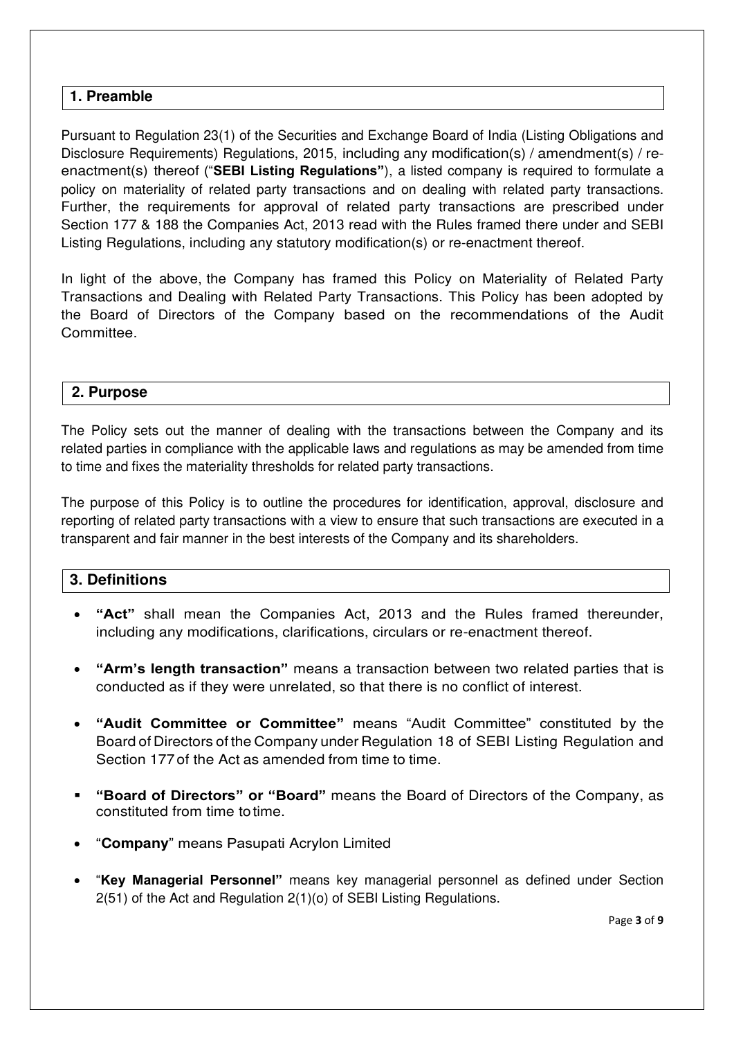## 1. Preamble

Pursuant to Regulation 23(1) of the Securities and Exchange Board of India (Listing Obligations and Disclosure Requirements) Regulations, 2015, including any modification(s) / amendment(s) / re-enactment(s) thereof ("**SEBI Listing Regulations"**), a listed company is required to formulate a policy on materiality of related party transactions and on dealing with related party transactions. Further, the requirements for approval of related party transactions are prescribed under Section 177 & 188 the Companies Act, 2013 read with the Rules framed there under and SEBI Listing Regulations, including any statutory modification(s) or re-enactment thereof.

In light of the above, the Company has framed this Policy on Materiality of Related Party Transactions and Dealing with Related Party Transactions. This Policy has been adopted by the Board of Directors of the Company based on the recommendations of the Audit Committee.

## 2. Purpose

The Policy sets out the manner of dealing with the transactions between the Company and its related parties in compliance with the applicable laws and regulations as may be amended from time to time and fixes the materiality thresholds for related party transactions.

The purpose of this Policy is to outline the procedures for identification, approval, disclosure and reporting of related party transactions with a view to ensure that such transactions are executed in a transparent and fair manner in the best interests of the Company and its shareholders.

## 3. Definitions

- **"Act"** shall mean the Companies Act, 2013 and the Rules framed thereunder, including any modifications, clarifications, circulars or re-enactment thereof.
- **"Arm's length transaction"** means a transaction between two related parties that is conducted as if they were unrelated, so that there is no conflict of interest.
- **"Audit Committee or Committee"** means "Audit Committee" constituted by the Board of Directors of the Company under Regulation 18 of SEBI Listing Regulation and Section 177 of the Act as amended from time to time.
- **"Board of Directors" or "Board"** means the Board of Directors of the Company, as constituted from time to time.
- "**Company**" means Pasupati Acrylon Limited
- "**Key Managerial Personnel"** means key managerial personnel as defined under Section 2(51) of the Act and Regulation 2(1)(o) of SEBI Listing Regulations.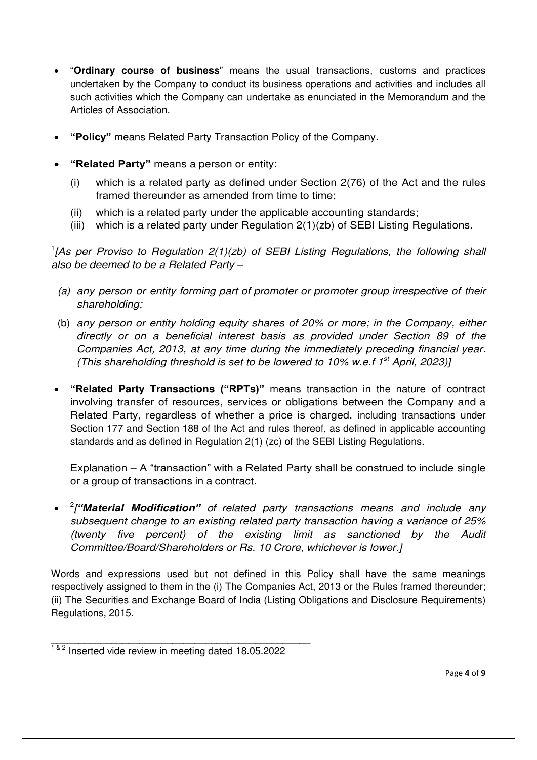- "**Ordinary course of business**" means the usual transactions, customs and practices undertaken by the Company to conduct its business operations and activities and includes all such activities which the Company can undertake as enunciated in the Memorandum and the Articles of Association.

- **"Policy"** means Related Party Transaction Policy of the Company.

- **"Related Party"** means a person or entity:

  (i) which is a related party as defined under Section 2(76) of the Act and the rules framed thereunder as amended from time to time;

  (ii) which is a related party under the applicable accounting standards;

  (iii) which is a related party under Regulation 2(1)(zb) of SEBI Listing Regulations.

[1]*[As per Proviso to Regulation 2(1)(zb) of SEBI Listing Regulations, the following shall also be deemed to be a Related Party –*

*(a) any person or entity forming part of promoter or promoter group irrespective of their shareholding;*

(b) *any person or entity holding equity shares of 20% or more; in the Company, either directly or on a beneficial interest basis as provided under Section 89 of the Companies Act, 2013, at any time during the immediately preceding financial year. (This shareholding threshold is set to be lowered to 10% w.e.f 1st April, 2023)]*

- **"Related Party Transactions ("RPTs)"** means transaction in the nature of contract involving transfer of resources, services or obligations between the Company and a Related Party, regardless of whether a price is charged, including transactions under Section 177 and Section 188 of the Act and rules thereof, as defined in applicable accounting standards and as defined in Regulation 2(1) (zc) of the SEBI Listing Regulations.

  Explanation – A "transaction" with a Related Party shall be construed to include single or a group of transactions in a contract.

- [2]*[**"Material Modification"** of related party transactions means and include any subsequent change to an existing related party transaction having a variance of 25% (twenty five percent) of the existing limit as sanctioned by the Audit Committee/Board/Shareholders or Rs. 10 Crore, whichever is lower.]*

Words and expressions used but not defined in this Policy shall have the same meanings respectively assigned to them in the (i) The Companies Act, 2013 or the Rules framed thereunder; (ii) The Securities and Exchange Board of India (Listing Obligations and Disclosure Requirements) Regulations, 2015.

---

[1 & 2] Inserted vide review in meeting dated 18.05.2022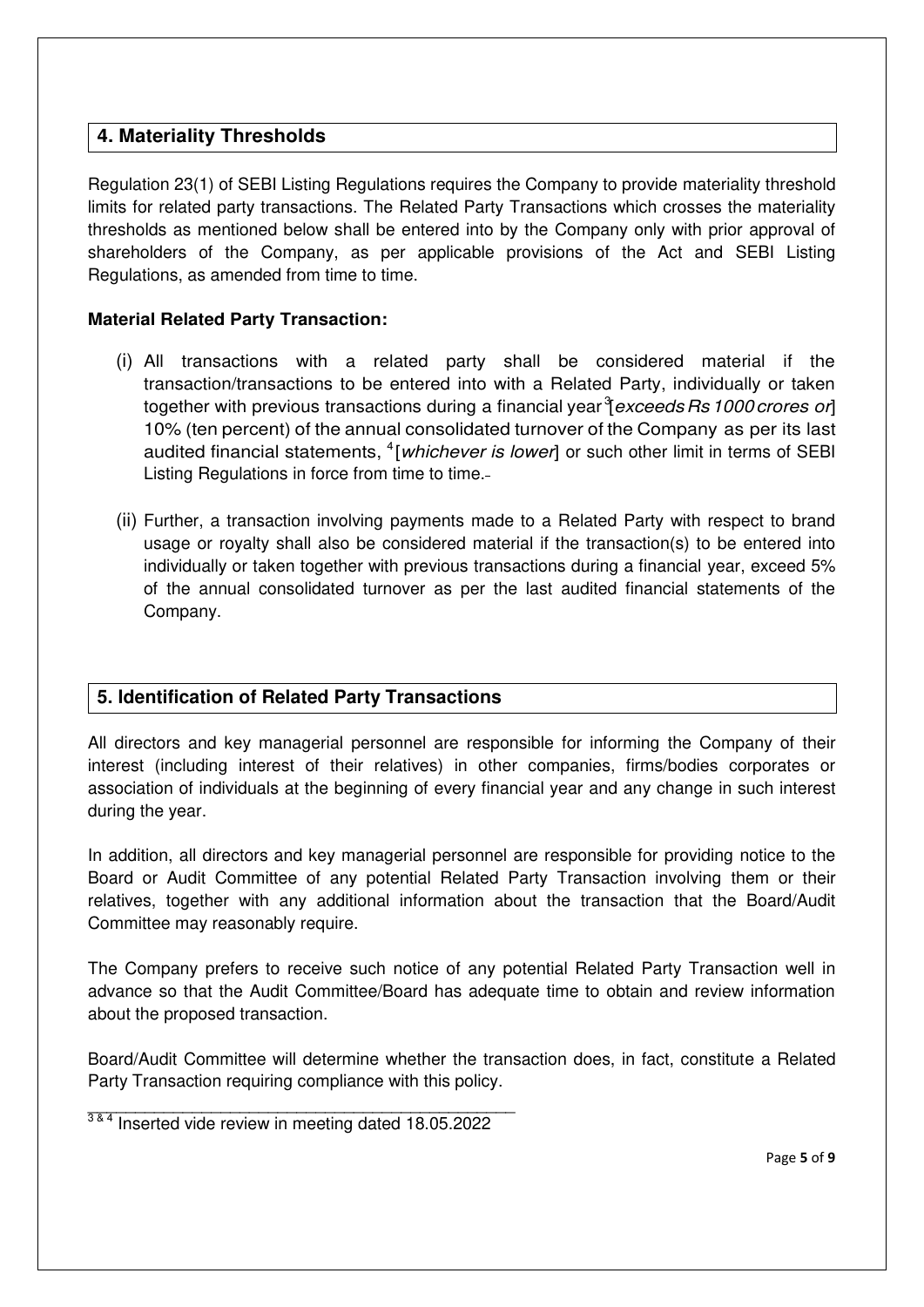## 4. Materiality Thresholds

Regulation 23(1) of SEBI Listing Regulations requires the Company to provide materiality threshold limits for related party transactions. The Related Party Transactions which crosses the materiality thresholds as mentioned below shall be entered into by the Company only with prior approval of shareholders of the Company, as per applicable provisions of the Act and SEBI Listing Regulations, as amended from time to time.

**Material Related Party Transaction:**

(i) All transactions with a related party shall be considered material if the transaction/transactions to be entered into with a Related Party, individually or taken together with previous transactions during a financial year [3][*exceeds Rs 1000 crores or*] 10% (ten percent) of the annual consolidated turnover of the Company as per its last audited financial statements, [4][*whichever is lower*] or such other limit in terms of SEBI Listing Regulations in force from time to time.

(ii) Further, a transaction involving payments made to a Related Party with respect to brand usage or royalty shall also be considered material if the transaction(s) to be entered into individually or taken together with previous transactions during a financial year, exceed 5% of the annual consolidated turnover as per the last audited financial statements of the Company.

## 5. Identification of Related Party Transactions

All directors and key managerial personnel are responsible for informing the Company of their interest (including interest of their relatives) in other companies, firms/bodies corporates or association of individuals at the beginning of every financial year and any change in such interest during the year.

In addition, all directors and key managerial personnel are responsible for providing notice to the Board or Audit Committee of any potential Related Party Transaction involving them or their relatives, together with any additional information about the transaction that the Board/Audit Committee may reasonably require.

The Company prefers to receive such notice of any potential Related Party Transaction well in advance so that the Audit Committee/Board has adequate time to obtain and review information about the proposed transaction.

Board/Audit Committee will determine whether the transaction does, in fact, constitute a Related Party Transaction requiring compliance with this policy.

---

[3 & 4] Inserted vide review in meeting dated 18.05.2022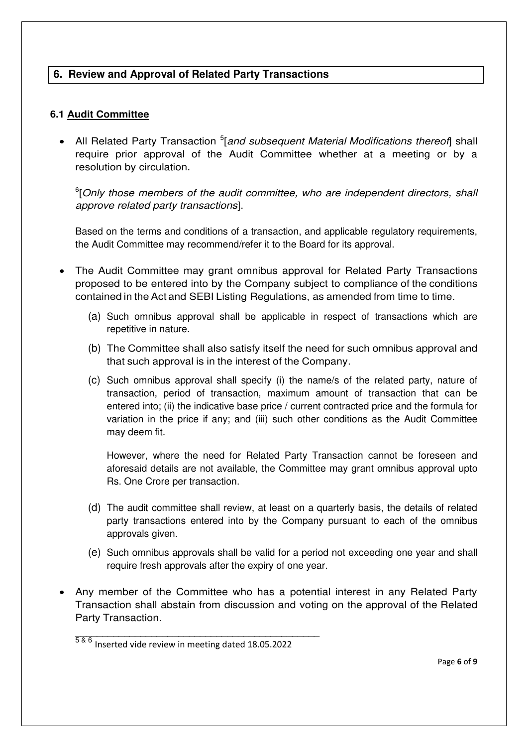## 6. Review and Approval of Related Party Transactions

### 6.1 Audit Committee

- All Related Party Transaction [5][*and subsequent Material Modifications thereof*] shall require prior approval of the Audit Committee whether at a meeting or by a resolution by circulation.

  [6][*Only those members of the audit committee, who are independent directors, shall approve related party transactions*].

  Based on the terms and conditions of a transaction, and applicable regulatory requirements, the Audit Committee may recommend/refer it to the Board for its approval.

- The Audit Committee may grant omnibus approval for Related Party Transactions proposed to be entered into by the Company subject to compliance of the conditions contained in the Act and SEBI Listing Regulations, as amended from time to time.

  (a) Such omnibus approval shall be applicable in respect of transactions which are repetitive in nature.

  (b) The Committee shall also satisfy itself the need for such omnibus approval and that such approval is in the interest of the Company.

  (c) Such omnibus approval shall specify (i) the name/s of the related party, nature of transaction, period of transaction, maximum amount of transaction that can be entered into; (ii) the indicative base price / current contracted price and the formula for variation in the price if any; and (iii) such other conditions as the Audit Committee may deem fit.

  However, where the need for Related Party Transaction cannot be foreseen and aforesaid details are not available, the Committee may grant omnibus approval upto Rs. One Crore per transaction.

  (d) The audit committee shall review, at least on a quarterly basis, the details of related party transactions entered into by the Company pursuant to each of the omnibus approvals given.

  (e) Such omnibus approvals shall be valid for a period not exceeding one year and shall require fresh approvals after the expiry of one year.

- Any member of the Committee who has a potential interest in any Related Party Transaction shall abstain from discussion and voting on the approval of the Related Party Transaction.

---

[5 & 6] Inserted vide review in meeting dated 18.05.2022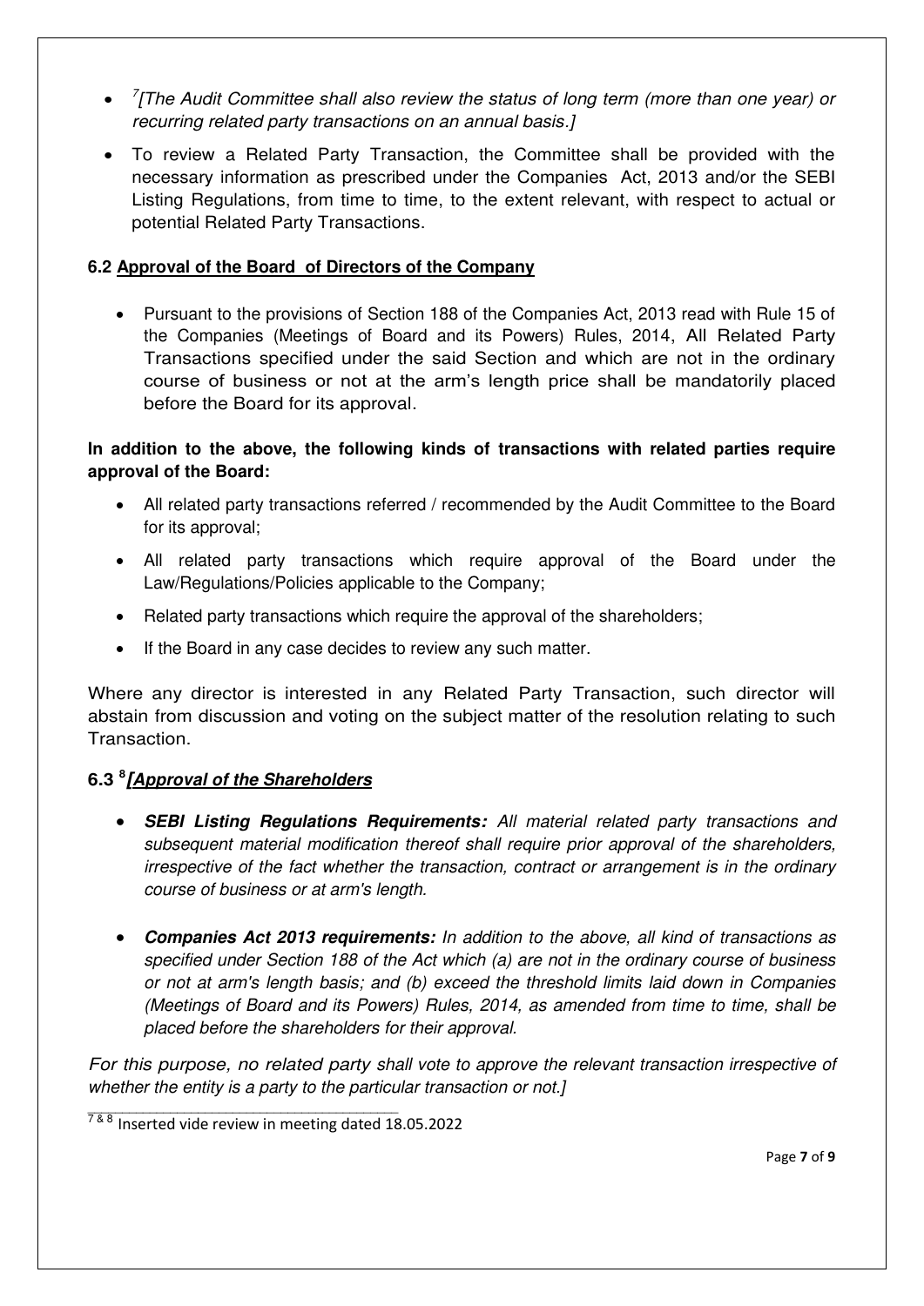- [7][The Audit Committee shall also review the status of long term (more than one year) or recurring related party transactions on an annual basis.]*

- To review a Related Party Transaction, the Committee shall be provided with the necessary information as prescribed under the Companies Act, 2013 and/or the SEBI Listing Regulations, from time to time, to the extent relevant, with respect to actual or potential Related Party Transactions.

### 6.2 Approval of the Board of Directors of the Company

- Pursuant to the provisions of Section 188 of the Companies Act, 2013 read with Rule 15 of the Companies (Meetings of Board and its Powers) Rules, 2014, All Related Party Transactions specified under the said Section and which are not in the ordinary course of business or not at the arm's length price shall be mandatorily placed before the Board for its approval.

**In addition to the above, the following kinds of transactions with related parties require approval of the Board:**

- All related party transactions referred / recommended by the Audit Committee to the Board for its approval;
- All related party transactions which require approval of the Board under the Law/Regulations/Policies applicable to the Company;
- Related party transactions which require the approval of the shareholders;
- If the Board in any case decides to review any such matter.

Where any director is interested in any Related Party Transaction, such director will abstain from discussion and voting on the subject matter of the resolution relating to such Transaction.

### 6.3 [8]*[Approval of the Shareholders*

- ***SEBI Listing Regulations Requirements:*** *All material related party transactions and subsequent material modification thereof shall require prior approval of the shareholders, irrespective of the fact whether the transaction, contract or arrangement is in the ordinary course of business or at arm's length.*

- ***Companies Act 2013 requirements:*** *In addition to the above, all kind of transactions as specified under Section 188 of the Act which (a) are not in the ordinary course of business or not at arm's length basis; and (b) exceed the threshold limits laid down in Companies (Meetings of Board and its Powers) Rules, 2014, as amended from time to time, shall be placed before the shareholders for their approval.*

*For this purpose, no related party shall vote to approve the relevant transaction irrespective of whether the entity is a party to the particular transaction or not.]*

---

[7 & 8] Inserted vide review in meeting dated 18.05.2022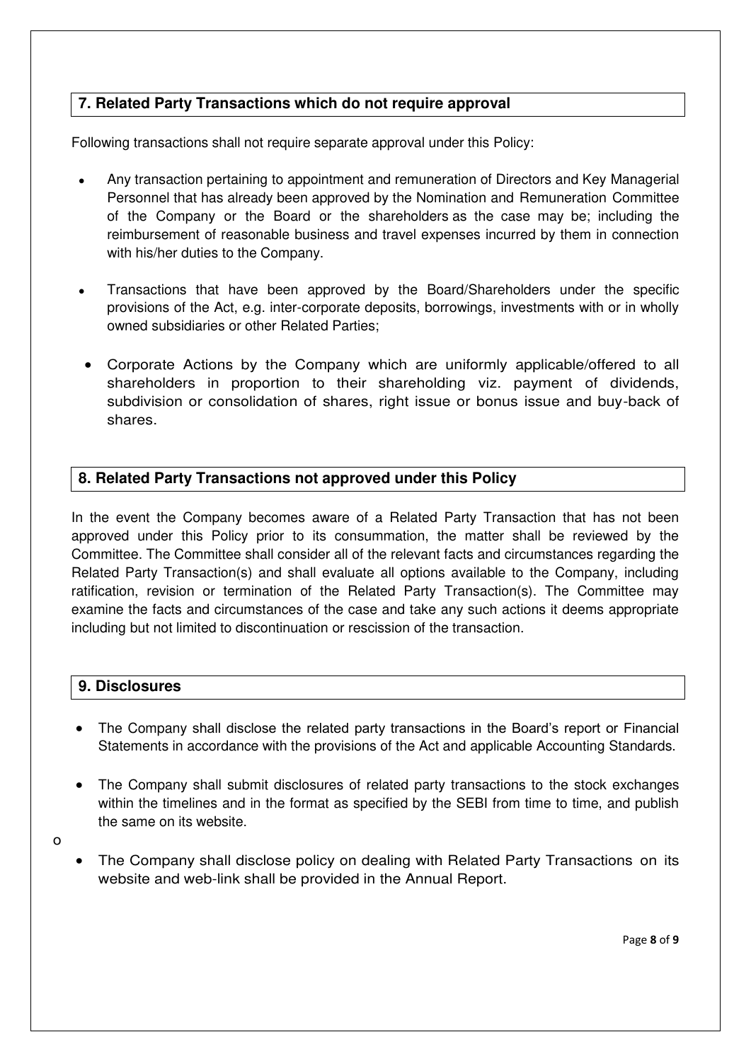## 7. Related Party Transactions which do not require approval

Following transactions shall not require separate approval under this Policy:

- Any transaction pertaining to appointment and remuneration of Directors and Key Managerial Personnel that has already been approved by the Nomination and Remuneration Committee of the Company or the Board or the shareholders as the case may be; including the reimbursement of reasonable business and travel expenses incurred by them in connection with his/her duties to the Company.
- Transactions that have been approved by the Board/Shareholders under the specific provisions of the Act, e.g. inter-corporate deposits, borrowings, investments with or in wholly owned subsidiaries or other Related Parties;
- Corporate Actions by the Company which are uniformly applicable/offered to all shareholders in proportion to their shareholding viz. payment of dividends, subdivision or consolidation of shares, right issue or bonus issue and buy-back of shares.

## 8. Related Party Transactions not approved under this Policy

In the event the Company becomes aware of a Related Party Transaction that has not been approved under this Policy prior to its consummation, the matter shall be reviewed by the Committee. The Committee shall consider all of the relevant facts and circumstances regarding the Related Party Transaction(s) and shall evaluate all options available to the Company, including ratification, revision or termination of the Related Party Transaction(s). The Committee may examine the facts and circumstances of the case and take any such actions it deems appropriate including but not limited to discontinuation or rescission of the transaction.

## 9. Disclosures

- The Company shall disclose the related party transactions in the Board's report or Financial Statements in accordance with the provisions of the Act and applicable Accounting Standards.
- The Company shall submit disclosures of related party transactions to the stock exchanges within the timelines and in the format as specified by the SEBI from time to time, and publish the same on its website.

o

- The Company shall disclose policy on dealing with Related Party Transactions on its website and web-link shall be provided in the Annual Report.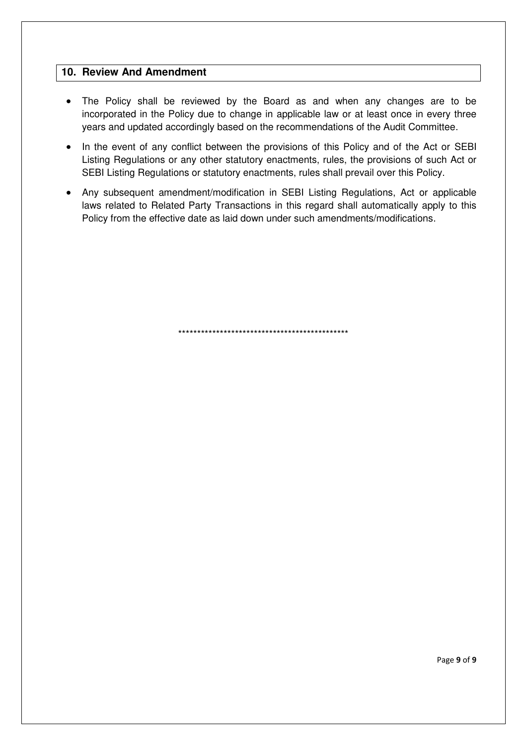## 10. Review And Amendment

- The Policy shall be reviewed by the Board as and when any changes are to be incorporated in the Policy due to change in applicable law or at least once in every three years and updated accordingly based on the recommendations of the Audit Committee.
- In the event of any conflict between the provisions of this Policy and of the Act or SEBI Listing Regulations or any other statutory enactments, rules, the provisions of such Act or SEBI Listing Regulations or statutory enactments, rules shall prevail over this Policy.
- Any subsequent amendment/modification in SEBI Listing Regulations, Act or applicable laws related to Related Party Transactions in this regard shall automatically apply to this Policy from the effective date as laid down under such amendments/modifications.

*********************************************